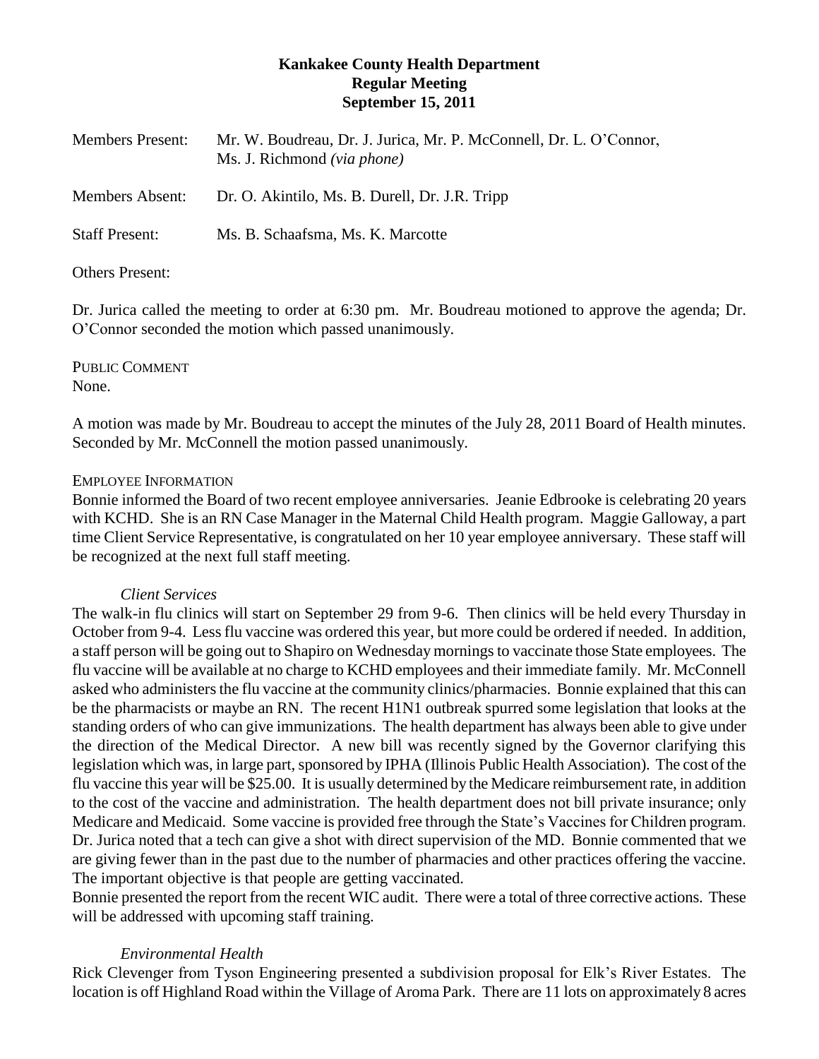**Kankakee County Health Department**
**Regular Meeting**
**September 15, 2011**

Members Present: Mr. W. Boudreau, Dr. J. Jurica, Mr. P. McConnell, Dr. L. O'Connor, Ms. J. Richmond *(via phone)*

Members Absent: Dr. O. Akintilo, Ms. B. Durell, Dr. J.R. Tripp

Staff Present: Ms. B. Schaafsma, Ms. K. Marcotte

Others Present:

Dr. Jurica called the meeting to order at 6:30 pm. Mr. Boudreau motioned to approve the agenda; Dr. O'Connor seconded the motion which passed unanimously.

PUBLIC COMMENT
None.

A motion was made by Mr. Boudreau to accept the minutes of the July 28, 2011 Board of Health minutes. Seconded by Mr. McConnell the motion passed unanimously.

EMPLOYEE INFORMATION
Bonnie informed the Board of two recent employee anniversaries. Jeanie Edbrooke is celebrating 20 years with KCHD. She is an RN Case Manager in the Maternal Child Health program. Maggie Galloway, a part time Client Service Representative, is congratulated on her 10 year employee anniversary. These staff will be recognized at the next full staff meeting.

*Client Services*
The walk-in flu clinics will start on September 29 from 9-6. Then clinics will be held every Thursday in October from 9-4. Less flu vaccine was ordered this year, but more could be ordered if needed. In addition, a staff person will be going out to Shapiro on Wednesday mornings to vaccinate those State employees. The flu vaccine will be available at no charge to KCHD employees and their immediate family. Mr. McConnell asked who administers the flu vaccine at the community clinics/pharmacies. Bonnie explained that this can be the pharmacists or maybe an RN. The recent H1N1 outbreak spurred some legislation that looks at the standing orders of who can give immunizations. The health department has always been able to give under the direction of the Medical Director. A new bill was recently signed by the Governor clarifying this legislation which was, in large part, sponsored by IPHA (Illinois Public Health Association). The cost of the flu vaccine this year will be $25.00. It is usually determined by the Medicare reimbursement rate, in addition to the cost of the vaccine and administration. The health department does not bill private insurance; only Medicare and Medicaid. Some vaccine is provided free through the State's Vaccines for Children program. Dr. Jurica noted that a tech can give a shot with direct supervision of the MD. Bonnie commented that we are giving fewer than in the past due to the number of pharmacies and other practices offering the vaccine. The important objective is that people are getting vaccinated.
Bonnie presented the report from the recent WIC audit. There were a total of three corrective actions. These will be addressed with upcoming staff training.

*Environmental Health*
Rick Clevenger from Tyson Engineering presented a subdivision proposal for Elk's River Estates. The location is off Highland Road within the Village of Aroma Park. There are 11 lots on approximately 8 acres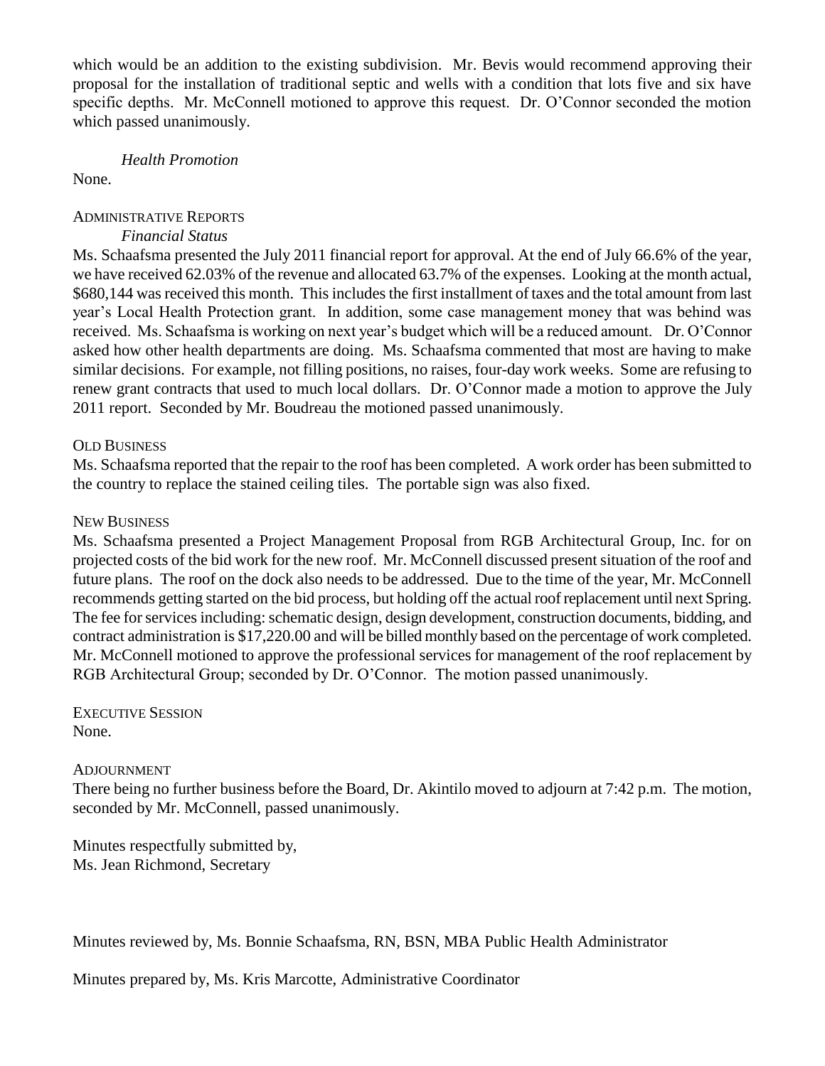which would be an addition to the existing subdivision. Mr. Bevis would recommend approving their proposal for the installation of traditional septic and wells with a condition that lots five and six have specific depths. Mr. McConnell motioned to approve this request. Dr. O'Connor seconded the motion which passed unanimously.

*Health Promotion*

None.

ADMINISTRATIVE REPORTS

*Financial Status*

Ms. Schaafsma presented the July 2011 financial report for approval. At the end of July 66.6% of the year, we have received 62.03% of the revenue and allocated 63.7% of the expenses. Looking at the month actual, $680,144 was received this month. This includes the first installment of taxes and the total amount from last year's Local Health Protection grant. In addition, some case management money that was behind was received. Ms. Schaafsma is working on next year's budget which will be a reduced amount. Dr. O'Connor asked how other health departments are doing. Ms. Schaafsma commented that most are having to make similar decisions. For example, not filling positions, no raises, four-day work weeks. Some are refusing to renew grant contracts that used to much local dollars. Dr. O'Connor made a motion to approve the July 2011 report. Seconded by Mr. Boudreau the motioned passed unanimously.

OLD BUSINESS

Ms. Schaafsma reported that the repair to the roof has been completed. A work order has been submitted to the country to replace the stained ceiling tiles. The portable sign was also fixed.

NEW BUSINESS

Ms. Schaafsma presented a Project Management Proposal from RGB Architectural Group, Inc. for on projected costs of the bid work for the new roof. Mr. McConnell discussed present situation of the roof and future plans. The roof on the dock also needs to be addressed. Due to the time of the year, Mr. McConnell recommends getting started on the bid process, but holding off the actual roof replacement until next Spring. The fee for services including: schematic design, design development, construction documents, bidding, and contract administration is $17,220.00 and will be billed monthly based on the percentage of work completed. Mr. McConnell motioned to approve the professional services for management of the roof replacement by RGB Architectural Group; seconded by Dr. O'Connor. The motion passed unanimously.

EXECUTIVE SESSION

None.

ADJOURNMENT

There being no further business before the Board, Dr. Akintilo moved to adjourn at 7:42 p.m. The motion, seconded by Mr. McConnell, passed unanimously.

Minutes respectfully submitted by,
Ms. Jean Richmond, Secretary

Minutes reviewed by, Ms. Bonnie Schaafsma, RN, BSN, MBA Public Health Administrator

Minutes prepared by, Ms. Kris Marcotte, Administrative Coordinator